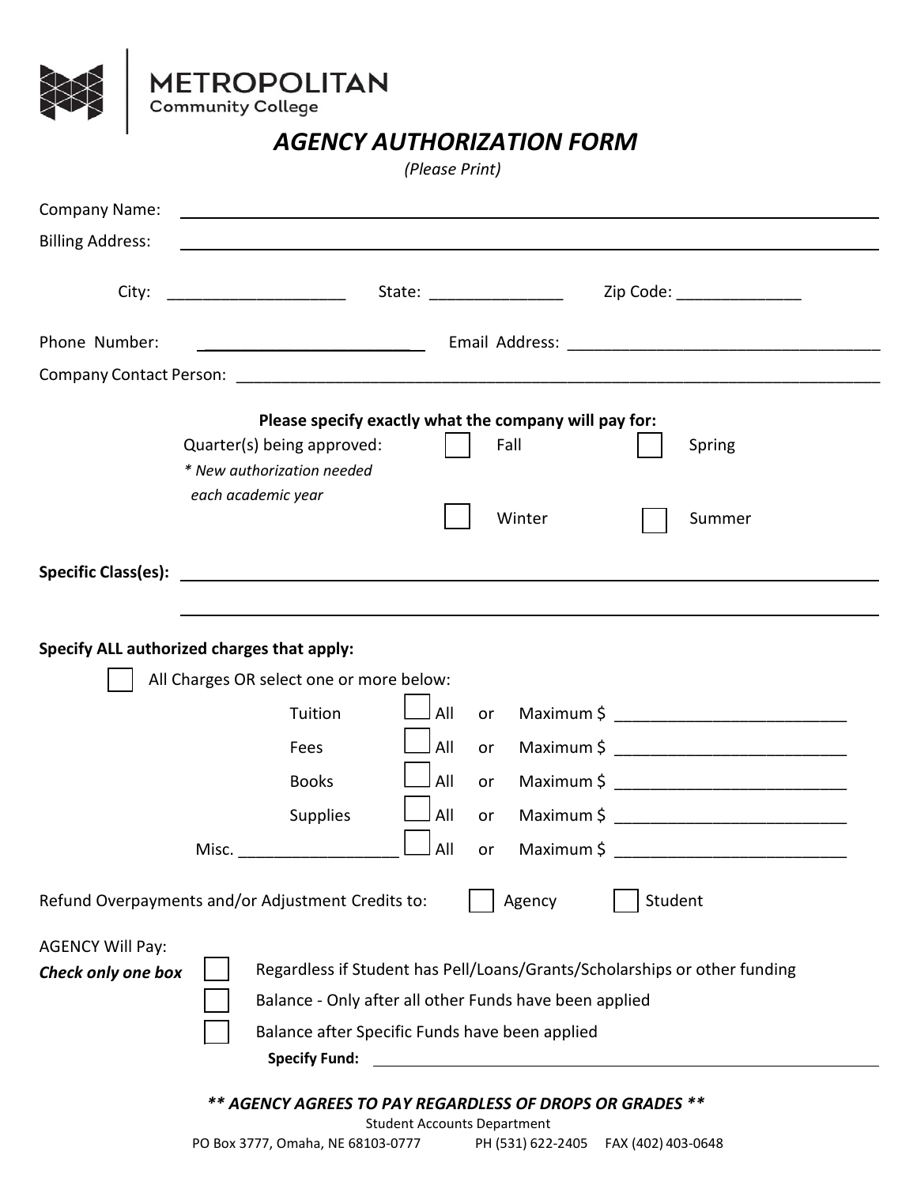METROPOLITAN
Community College

# *AGENCY AUTHORIZATION FORM*

*(Please Print)*

Company Name: ______________________________________________

Billing Address: ______________________________________________

City: ____________________ State: _______________ Zip Code: ______________

Phone Number: ________________________ Email Address: ___________________________________

Company Contact Person: ___________________________________________________________________

**Please specify exactly what the company will pay for:**

Quarter(s) being approved: ☐ Fall ☐ Spring ☐ Winter ☐ Summer

*\* New authorization needed each academic year*

**Specific Class(es):** ______________________________________________

______________________________________________

**Specify ALL authorized charges that apply:**

☐ All Charges OR select one or more below:

| Charge | All | or | Maximum |
|---|---|---|---|
| Tuition | ☐ All | or | Maximum $ __________________________ |
| Fees | ☐ All | or | Maximum $ __________________________ |
| Books | ☐ All | or | Maximum $ __________________________ |
| Supplies | ☐ All | or | Maximum $ __________________________ |
| Misc. __________________ | ☐ All | or | Maximum $ __________________________ |

Refund Overpayments and/or Adjustment Credits to: ☐ Agency ☐ Student

AGENCY Will Pay:
***Check only one box***

☐ Regardless if Student has Pell/Loans/Grants/Scholarships or other funding

☐ Balance - Only after all other Funds have been applied

☐ Balance after Specific Funds have been applied

**Specify Fund:** ______________________________________________

***\*\* AGENCY AGREES TO PAY REGARDLESS OF DROPS OR GRADES \*\****

Student Accounts Department
PO Box 3777, Omaha, NE 68103-0777 PH (531) 622-2405 FAX (402) 403-0648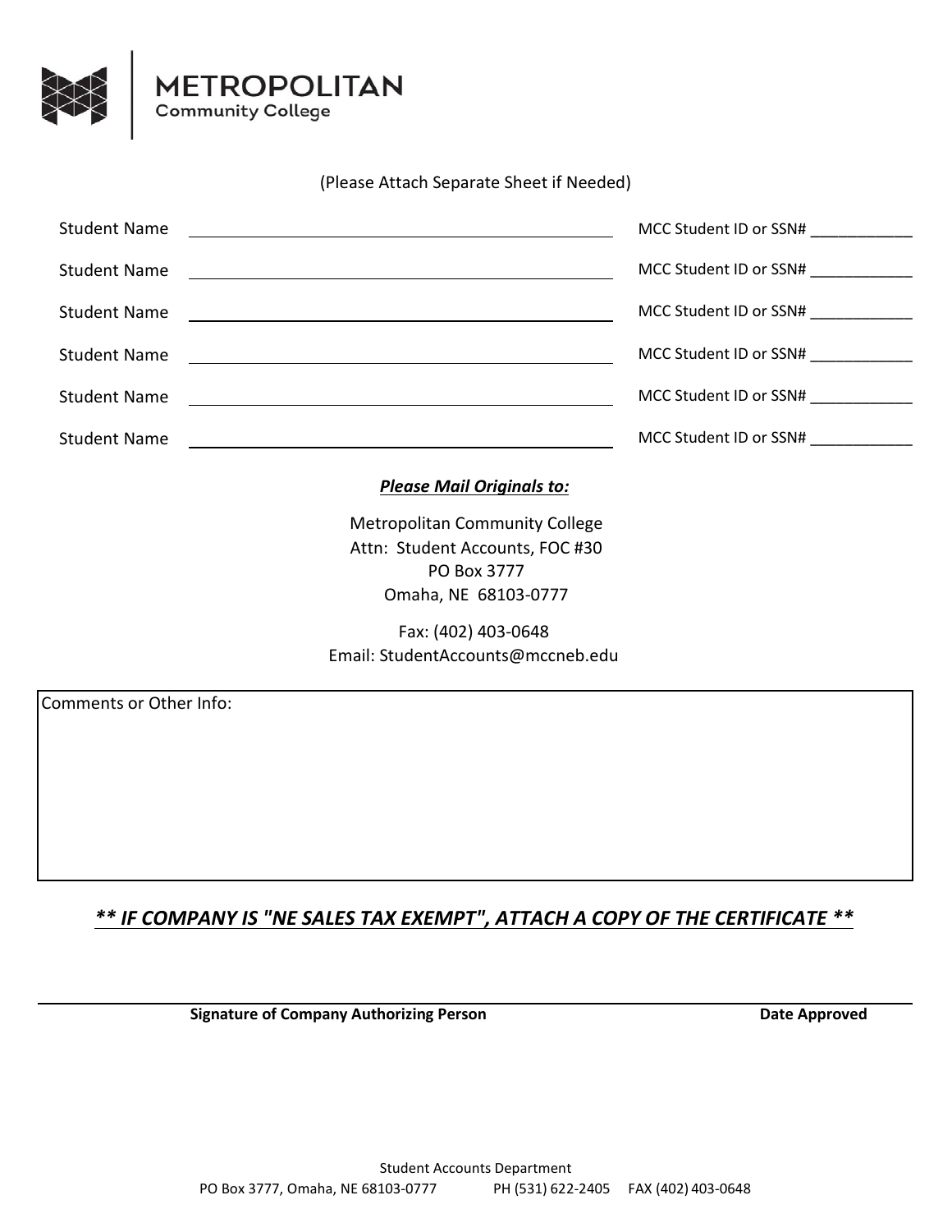**METROPOLITAN**
Community College

(Please Attach Separate Sheet if Needed)

Student Name ______________________________ MCC Student ID or SSN# ____________

Student Name ______________________________ MCC Student ID or SSN# ____________

Student Name ______________________________ MCC Student ID or SSN# ____________

Student Name ______________________________ MCC Student ID or SSN# ____________

Student Name ______________________________ MCC Student ID or SSN# ____________

Student Name ______________________________ MCC Student ID or SSN# ____________

***Please Mail Originals to:***

Metropolitan Community College
Attn: Student Accounts, FOC #30
PO Box 3777
Omaha, NE 68103-0777

Fax: (402) 403-0648
Email: StudentAccounts@mccneb.edu

Comments or Other Info:

***** IF COMPANY IS "NE SALES TAX EXEMPT", ATTACH A COPY OF THE CERTIFICATE *****

______________________________________________________________________

**Signature of Company Authorizing Person** **Date Approved**

Student Accounts Department
PO Box 3777, Omaha, NE 68103-0777 PH (531) 622-2405 FAX (402) 403-0648